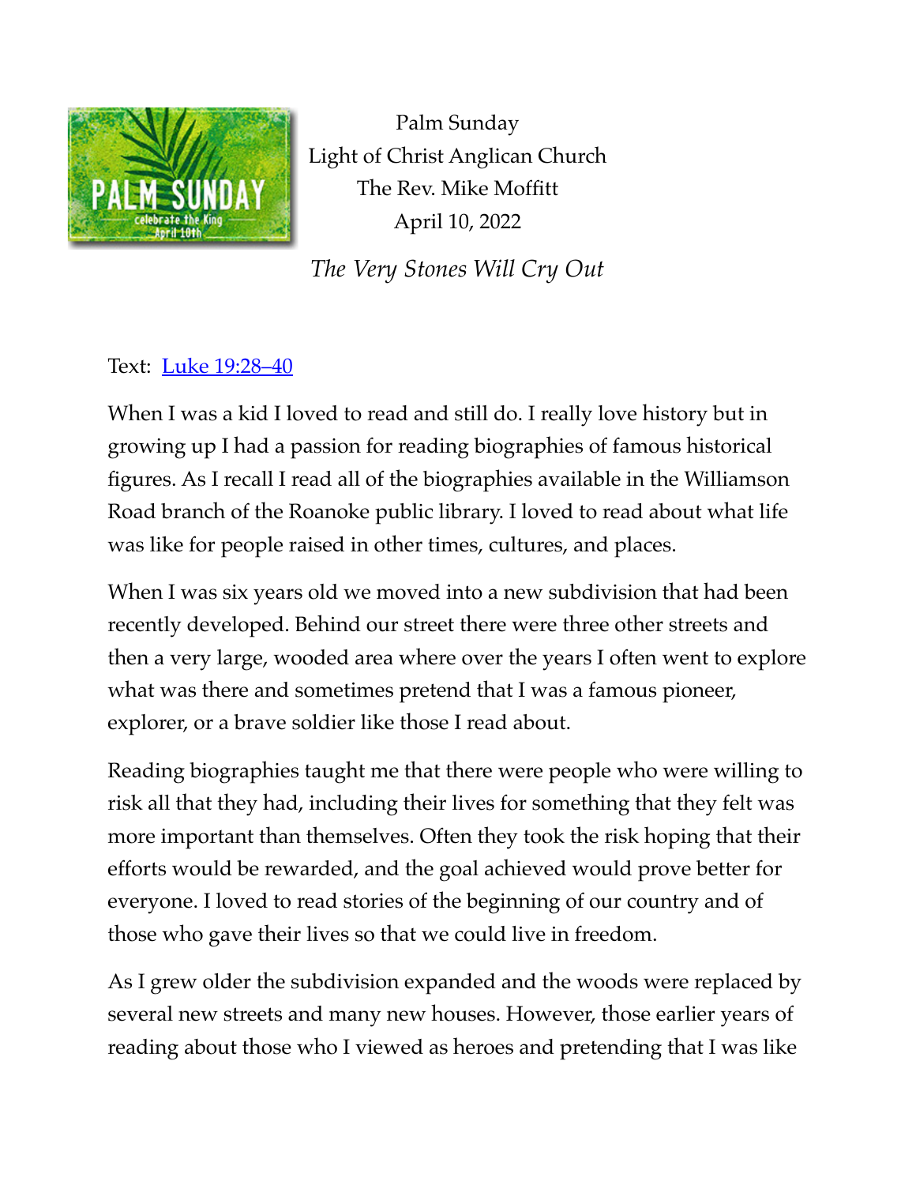Palm Sunday

Light of Christ Anglican Church

The Rev. Mike Moffitt

April 10, 2022

*The Very Stones Will Cry Out*

Text: [Luke 19:28–40]()

When I was a kid I loved to read and still do. I really love history but in growing up I had a passion for reading biographies of famous historical figures. As I recall I read all of the biographies available in the Williamson Road branch of the Roanoke public library. I loved to read about what life was like for people raised in other times, cultures, and places.

When I was six years old we moved into a new subdivision that had been recently developed. Behind our street there were three other streets and then a very large, wooded area where over the years I often went to explore what was there and sometimes pretend that I was a famous pioneer, explorer, or a brave soldier like those I read about.

Reading biographies taught me that there were people who were willing to risk all that they had, including their lives for something that they felt was more important than themselves. Often they took the risk hoping that their efforts would be rewarded, and the goal achieved would prove better for everyone. I loved to read stories of the beginning of our country and of those who gave their lives so that we could live in freedom.

As I grew older the subdivision expanded and the woods were replaced by several new streets and many new houses. However, those earlier years of reading about those who I viewed as heroes and pretending that I was like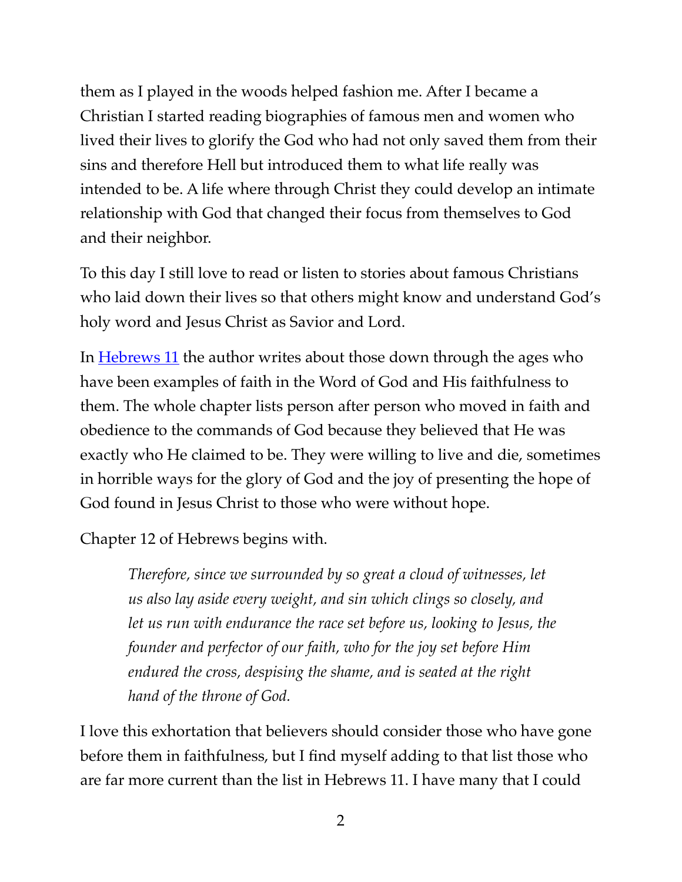them as I played in the woods helped fashion me. After I became a Christian I started reading biographies of famous men and women who lived their lives to glorify the God who had not only saved them from their sins and therefore Hell but introduced them to what life really was intended to be. A life where through Christ they could develop an intimate relationship with God that changed their focus from themselves to God and their neighbor.

To this day I still love to read or listen to stories about famous Christians who laid down their lives so that others might know and understand God's holy word and Jesus Christ as Savior and Lord.

In Hebrews 11 the author writes about those down through the ages who have been examples of faith in the Word of God and His faithfulness to them. The whole chapter lists person after person who moved in faith and obedience to the commands of God because they believed that He was exactly who He claimed to be. They were willing to live and die, sometimes in horrible ways for the glory of God and the joy of presenting the hope of God found in Jesus Christ to those who were without hope.

Chapter 12 of Hebrews begins with.

> *Therefore, since we surrounded by so great a cloud of witnesses, let us also lay aside every weight, and sin which clings so closely, and let us run with endurance the race set before us, looking to Jesus, the founder and perfector of our faith, who for the joy set before Him endured the cross, despising the shame, and is seated at the right hand of the throne of God.*

I love this exhortation that believers should consider those who have gone before them in faithfulness, but I find myself adding to that list those who are far more current than the list in Hebrews 11. I have many that I could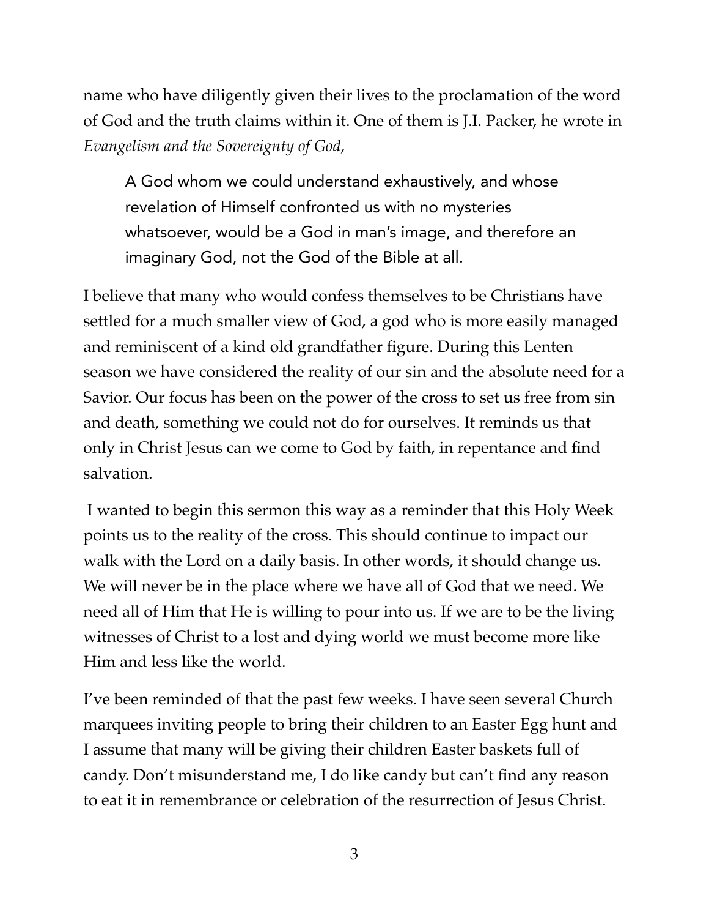name who have diligently given their lives to the proclamation of the word of God and the truth claims within it. One of them is J.I. Packer, he wrote in *Evangelism and the Sovereignty of God,*

> A God whom we could understand exhaustively, and whose revelation of Himself confronted us with no mysteries whatsoever, would be a God in man's image, and therefore an imaginary God, not the God of the Bible at all.

I believe that many who would confess themselves to be Christians have settled for a much smaller view of God, a god who is more easily managed and reminiscent of a kind old grandfather figure. During this Lenten season we have considered the reality of our sin and the absolute need for a Savior. Our focus has been on the power of the cross to set us free from sin and death, something we could not do for ourselves. It reminds us that only in Christ Jesus can we come to God by faith, in repentance and find salvation.

I wanted to begin this sermon this way as a reminder that this Holy Week points us to the reality of the cross. This should continue to impact our walk with the Lord on a daily basis. In other words, it should change us. We will never be in the place where we have all of God that we need. We need all of Him that He is willing to pour into us. If we are to be the living witnesses of Christ to a lost and dying world we must become more like Him and less like the world.

I've been reminded of that the past few weeks. I have seen several Church marquees inviting people to bring their children to an Easter Egg hunt and I assume that many will be giving their children Easter baskets full of candy. Don't misunderstand me, I do like candy but can't find any reason to eat it in remembrance or celebration of the resurrection of Jesus Christ.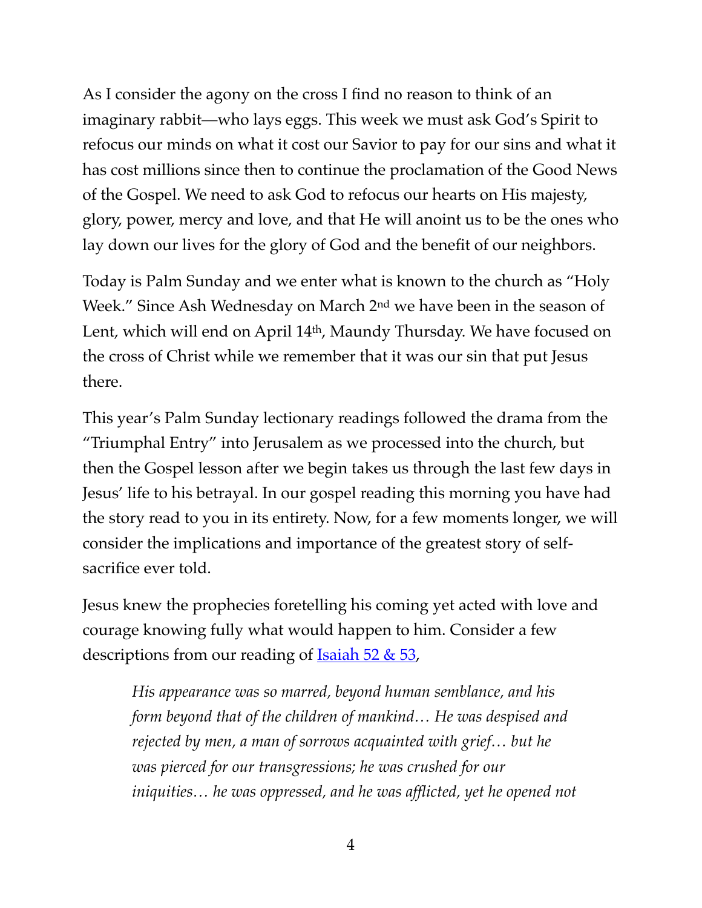As I consider the agony on the cross I find no reason to think of an imaginary rabbit—who lays eggs. This week we must ask God's Spirit to refocus our minds on what it cost our Savior to pay for our sins and what it has cost millions since then to continue the proclamation of the Good News of the Gospel. We need to ask God to refocus our hearts on His majesty, glory, power, mercy and love, and that He will anoint us to be the ones who lay down our lives for the glory of God and the benefit of our neighbors.

Today is Palm Sunday and we enter what is known to the church as "Holy Week." Since Ash Wednesday on March 2nd we have been in the season of Lent, which will end on April 14th, Maundy Thursday. We have focused on the cross of Christ while we remember that it was our sin that put Jesus there.

This year's Palm Sunday lectionary readings followed the drama from the "Triumphal Entry" into Jerusalem as we processed into the church, but then the Gospel lesson after we begin takes us through the last few days in Jesus' life to his betrayal. In our gospel reading this morning you have had the story read to you in its entirety. Now, for a few moments longer, we will consider the implications and importance of the greatest story of self-sacrifice ever told.

Jesus knew the prophecies foretelling his coming yet acted with love and courage knowing fully what would happen to him. Consider a few descriptions from our reading of Isaiah 52 & 53,

> *His appearance was so marred, beyond human semblance, and his form beyond that of the children of mankind… He was despised and rejected by men, a man of sorrows acquainted with grief… but he was pierced for our transgressions; he was crushed for our iniquities… he was oppressed, and he was afflicted, yet he opened not*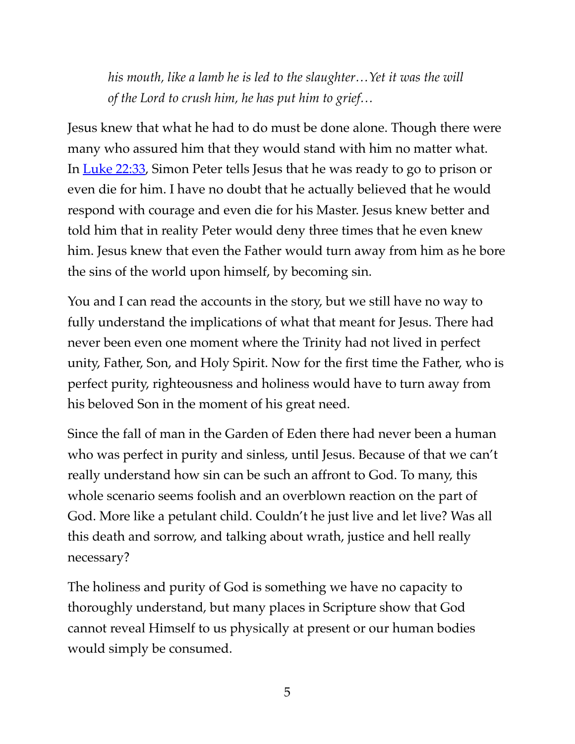> *his mouth, like a lamb he is led to the slaughter…Yet it was the will of the Lord to crush him, he has put him to grief…*

Jesus knew that what he had to do must be done alone. Though there were many who assured him that they would stand with him no matter what. In Luke 22:33, Simon Peter tells Jesus that he was ready to go to prison or even die for him. I have no doubt that he actually believed that he would respond with courage and even die for his Master. Jesus knew better and told him that in reality Peter would deny three times that he even knew him. Jesus knew that even the Father would turn away from him as he bore the sins of the world upon himself, by becoming sin.

You and I can read the accounts in the story, but we still have no way to fully understand the implications of what that meant for Jesus. There had never been even one moment where the Trinity had not lived in perfect unity, Father, Son, and Holy Spirit. Now for the first time the Father, who is perfect purity, righteousness and holiness would have to turn away from his beloved Son in the moment of his great need.

Since the fall of man in the Garden of Eden there had never been a human who was perfect in purity and sinless, until Jesus. Because of that we can't really understand how sin can be such an affront to God. To many, this whole scenario seems foolish and an overblown reaction on the part of God. More like a petulant child. Couldn't he just live and let live? Was all this death and sorrow, and talking about wrath, justice and hell really necessary?

The holiness and purity of God is something we have no capacity to thoroughly understand, but many places in Scripture show that God cannot reveal Himself to us physically at present or our human bodies would simply be consumed.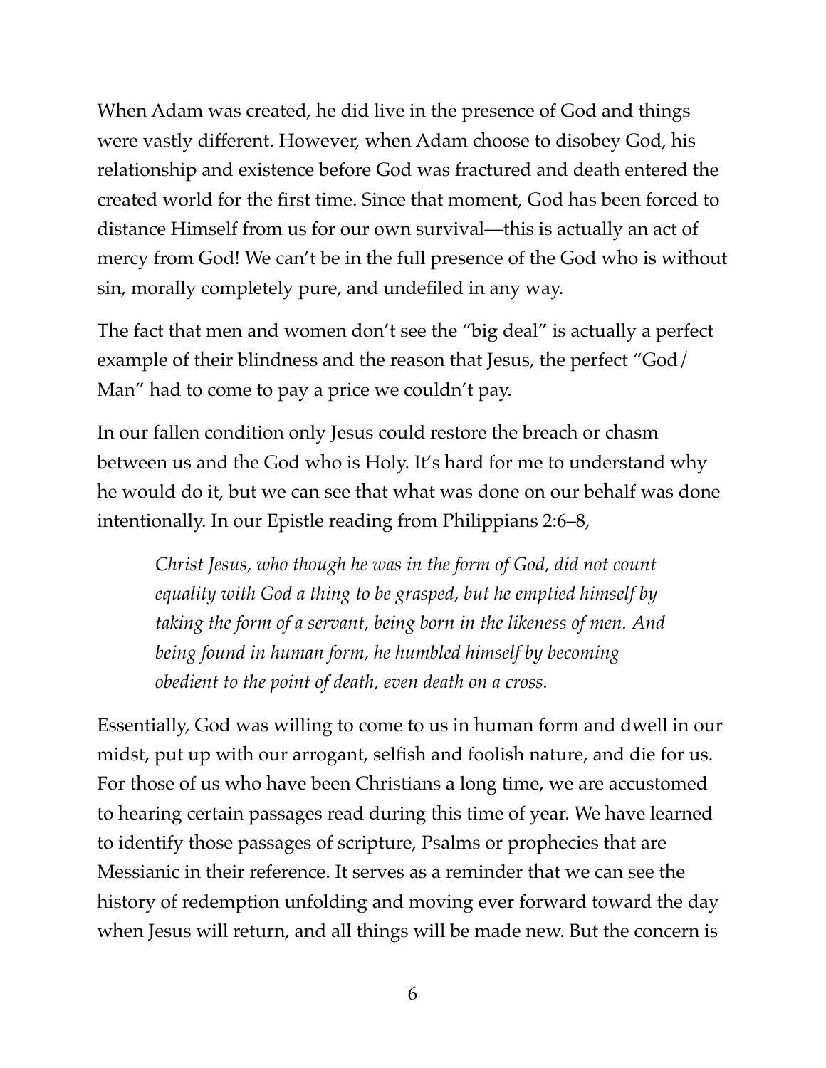When Adam was created, he did live in the presence of God and things were vastly different. However, when Adam choose to disobey God, his relationship and existence before God was fractured and death entered the created world for the first time. Since that moment, God has been forced to distance Himself from us for our own survival—this is actually an act of mercy from God! We can't be in the full presence of the God who is without sin, morally completely pure, and undefiled in any way.

The fact that men and women don't see the "big deal" is actually a perfect example of their blindness and the reason that Jesus, the perfect "God/Man" had to come to pay a price we couldn't pay.

In our fallen condition only Jesus could restore the breach or chasm between us and the God who is Holy. It's hard for me to understand why he would do it, but we can see that what was done on our behalf was done intentionally. In our Epistle reading from Philippians 2:6–8,

> *Christ Jesus, who though he was in the form of God, did not count equality with God a thing to be grasped, but he emptied himself by taking the form of a servant, being born in the likeness of men. And being found in human form, he humbled himself by becoming obedient to the point of death, even death on a cross.*

Essentially, God was willing to come to us in human form and dwell in our midst, put up with our arrogant, selfish and foolish nature, and die for us. For those of us who have been Christians a long time, we are accustomed to hearing certain passages read during this time of year. We have learned to identify those passages of scripture, Psalms or prophecies that are Messianic in their reference. It serves as a reminder that we can see the history of redemption unfolding and moving ever forward toward the day when Jesus will return, and all things will be made new. But the concern is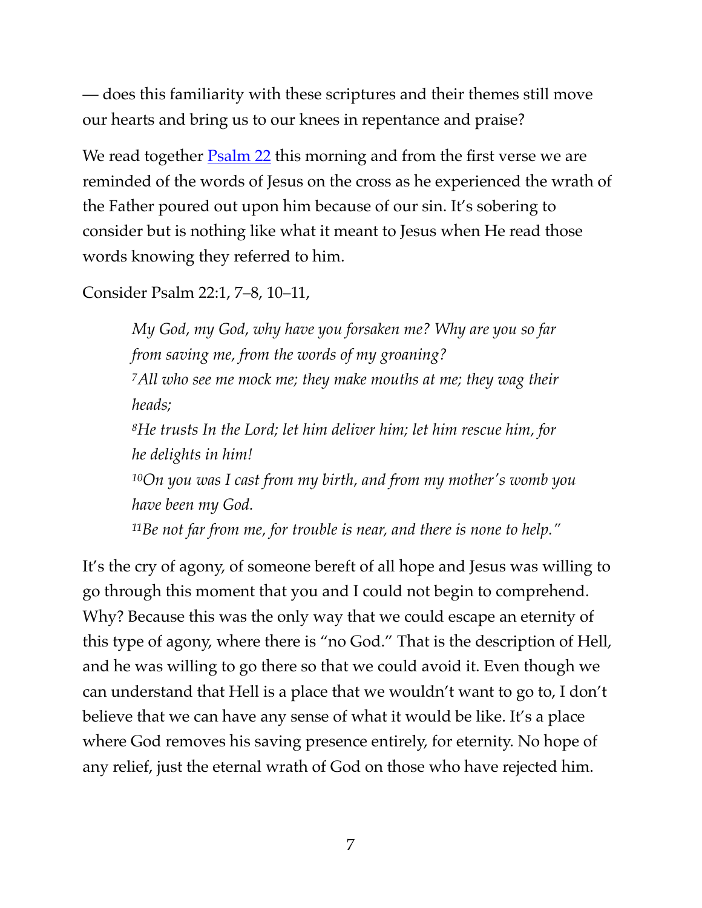— does this familiarity with these scriptures and their themes still move our hearts and bring us to our knees in repentance and praise?

We read together [Psalm 22] this morning and from the first verse we are reminded of the words of Jesus on the cross as he experienced the wrath of the Father poured out upon him because of our sin. It's sobering to consider but is nothing like what it meant to Jesus when He read those words knowing they referred to him.

Consider Psalm 22:1, 7–8, 10–11,

> *My God, my God, why have you forsaken me? Why are you so far from saving me, from the words of my groaning?*
> *7 All who see me mock me; they make mouths at me; they wag their heads;*
> *8 He trusts In the Lord; let him deliver him; let him rescue him, for he delights in him!*
> *10 On you was I cast from my birth, and from my mother's womb you have been my God.*
> *11 Be not far from me, for trouble is near, and there is none to help."*

It's the cry of agony, of someone bereft of all hope and Jesus was willing to go through this moment that you and I could not begin to comprehend. Why? Because this was the only way that we could escape an eternity of this type of agony, where there is "no God." That is the description of Hell, and he was willing to go there so that we could avoid it. Even though we can understand that Hell is a place that we wouldn't want to go to, I don't believe that we can have any sense of what it would be like. It's a place where God removes his saving presence entirely, for eternity. No hope of any relief, just the eternal wrath of God on those who have rejected him.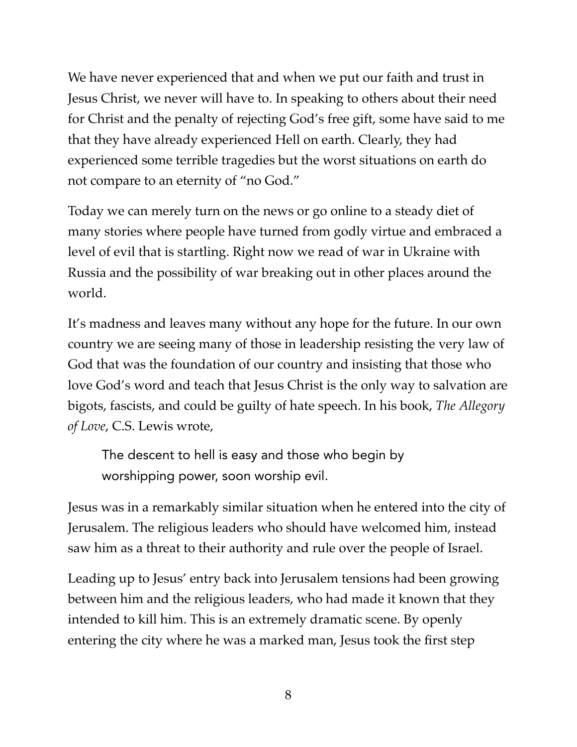We have never experienced that and when we put our faith and trust in Jesus Christ, we never will have to. In speaking to others about their need for Christ and the penalty of rejecting God's free gift, some have said to me that they have already experienced Hell on earth. Clearly, they had experienced some terrible tragedies but the worst situations on earth do not compare to an eternity of "no God."

Today we can merely turn on the news or go online to a steady diet of many stories where people have turned from godly virtue and embraced a level of evil that is startling. Right now we read of war in Ukraine with Russia and the possibility of war breaking out in other places around the world.

It's madness and leaves many without any hope for the future. In our own country we are seeing many of those in leadership resisting the very law of God that was the foundation of our country and insisting that those who love God's word and teach that Jesus Christ is the only way to salvation are bigots, fascists, and could be guilty of hate speech. In his book, *The Allegory of Love*, C.S. Lewis wrote,

> The descent to hell is easy and those who begin by worshipping power, soon worship evil.

Jesus was in a remarkably similar situation when he entered into the city of Jerusalem. The religious leaders who should have welcomed him, instead saw him as a threat to their authority and rule over the people of Israel.

Leading up to Jesus' entry back into Jerusalem tensions had been growing between him and the religious leaders, who had made it known that they intended to kill him. This is an extremely dramatic scene. By openly entering the city where he was a marked man, Jesus took the first step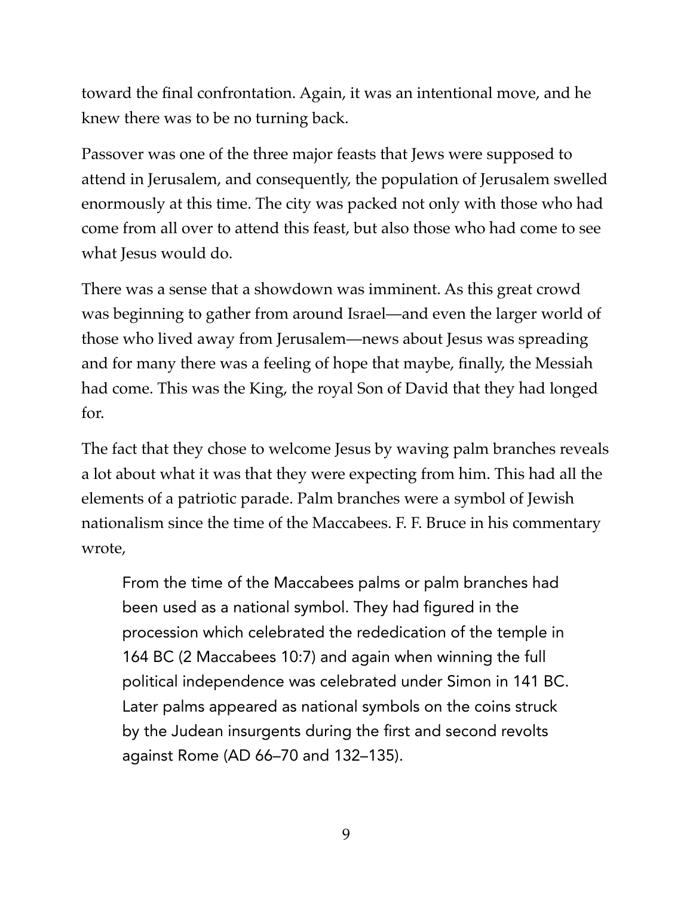toward the final confrontation. Again, it was an intentional move, and he knew there was to be no turning back.

Passover was one of the three major feasts that Jews were supposed to attend in Jerusalem, and consequently, the population of Jerusalem swelled enormously at this time. The city was packed not only with those who had come from all over to attend this feast, but also those who had come to see what Jesus would do.

There was a sense that a showdown was imminent. As this great crowd was beginning to gather from around Israel—and even the larger world of those who lived away from Jerusalem—news about Jesus was spreading and for many there was a feeling of hope that maybe, finally, the Messiah had come. This was the King, the royal Son of David that they had longed for.

The fact that they chose to welcome Jesus by waving palm branches reveals a lot about what it was that they were expecting from him. This had all the elements of a patriotic parade. Palm branches were a symbol of Jewish nationalism since the time of the Maccabees. F. F. Bruce in his commentary wrote,

> From the time of the Maccabees palms or palm branches had been used as a national symbol. They had figured in the procession which celebrated the rededication of the temple in 164 BC (2 Maccabees 10:7) and again when winning the full political independence was celebrated under Simon in 141 BC. Later palms appeared as national symbols on the coins struck by the Judean insurgents during the first and second revolts against Rome (AD 66–70 and 132–135).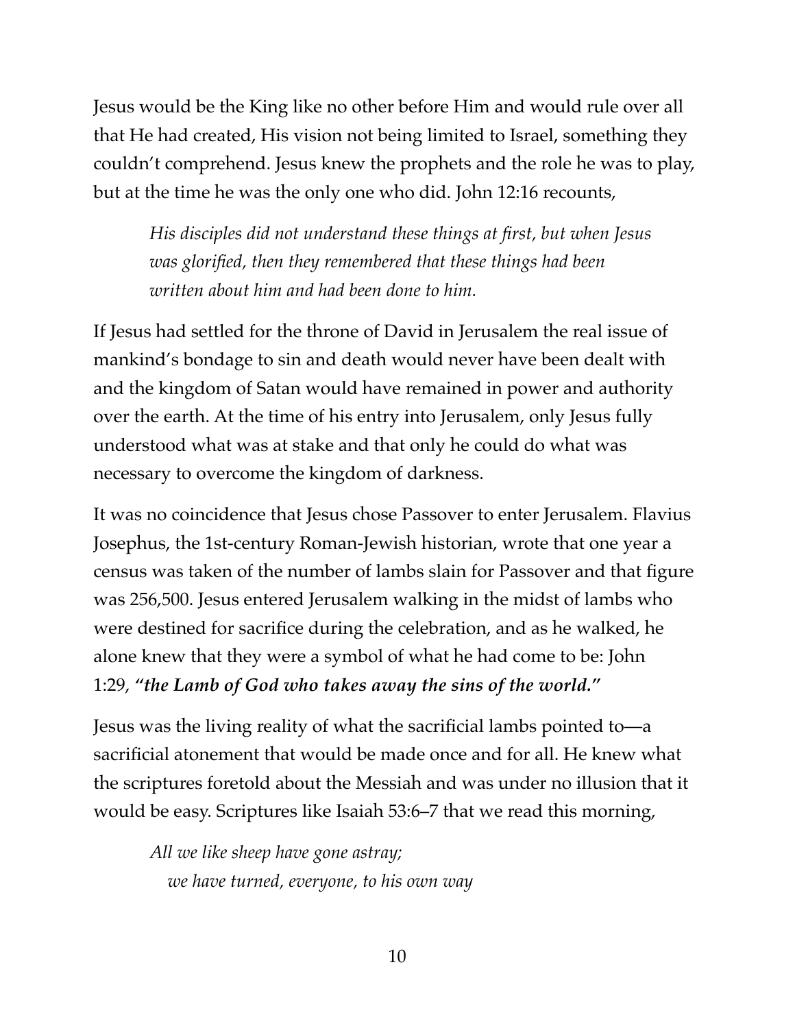Jesus would be the King like no other before Him and would rule over all that He had created, His vision not being limited to Israel, something they couldn't comprehend. Jesus knew the prophets and the role he was to play, but at the time he was the only one who did. John 12:16 recounts,

> *His disciples did not understand these things at first, but when Jesus was glorified, then they remembered that these things had been written about him and had been done to him.*

If Jesus had settled for the throne of David in Jerusalem the real issue of mankind's bondage to sin and death would never have been dealt with and the kingdom of Satan would have remained in power and authority over the earth. At the time of his entry into Jerusalem, only Jesus fully understood what was at stake and that only he could do what was necessary to overcome the kingdom of darkness.

It was no coincidence that Jesus chose Passover to enter Jerusalem. Flavius Josephus, the 1st-century Roman-Jewish historian, wrote that one year a census was taken of the number of lambs slain for Passover and that figure was 256,500. Jesus entered Jerusalem walking in the midst of lambs who were destined for sacrifice during the celebration, and as he walked, he alone knew that they were a symbol of what he had come to be: John 1:29, ***"the Lamb of God who takes away the sins of the world."***

Jesus was the living reality of what the sacrificial lambs pointed to—a sacrificial atonement that would be made once and for all. He knew what the scriptures foretold about the Messiah and was under no illusion that it would be easy. Scriptures like Isaiah 53:6–7 that we read this morning,

> *All we like sheep have gone astray;*
> *we have turned, everyone, to his own way*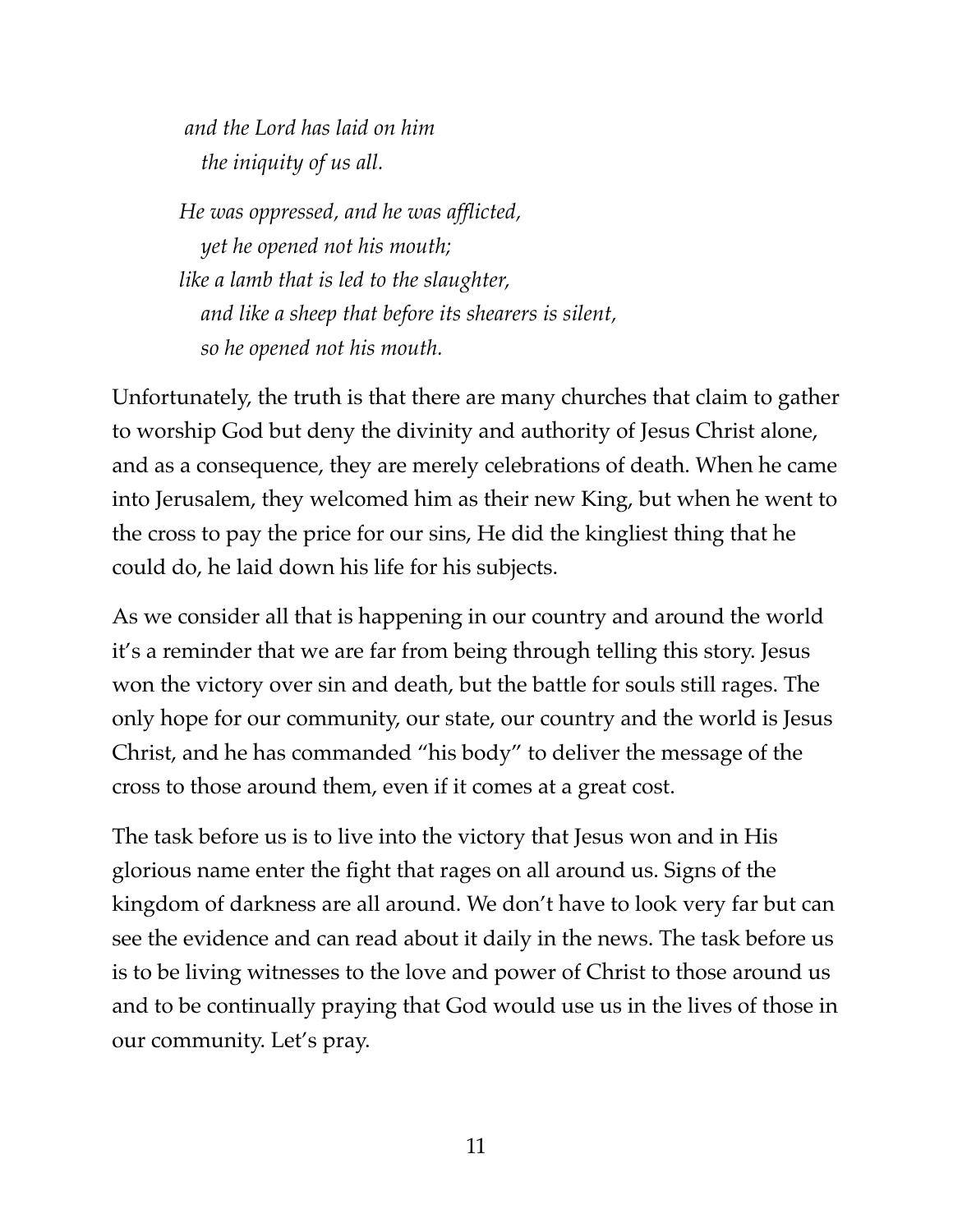*and the Lord has laid on him*
*the iniquity of us all.*

*He was oppressed, and he was afflicted,*
*yet he opened not his mouth;*
*like a lamb that is led to the slaughter,*
*and like a sheep that before its shearers is silent,*
*so he opened not his mouth.*

Unfortunately, the truth is that there are many churches that claim to gather to worship God but deny the divinity and authority of Jesus Christ alone, and as a consequence, they are merely celebrations of death. When he came into Jerusalem, they welcomed him as their new King, but when he went to the cross to pay the price for our sins, He did the kingliest thing that he could do, he laid down his life for his subjects.

As we consider all that is happening in our country and around the world it's a reminder that we are far from being through telling this story. Jesus won the victory over sin and death, but the battle for souls still rages. The only hope for our community, our state, our country and the world is Jesus Christ, and he has commanded "his body" to deliver the message of the cross to those around them, even if it comes at a great cost.

The task before us is to live into the victory that Jesus won and in His glorious name enter the fight that rages on all around us. Signs of the kingdom of darkness are all around. We don't have to look very far but can see the evidence and can read about it daily in the news. The task before us is to be living witnesses to the love and power of Christ to those around us and to be continually praying that God would use us in the lives of those in our community. Let's pray.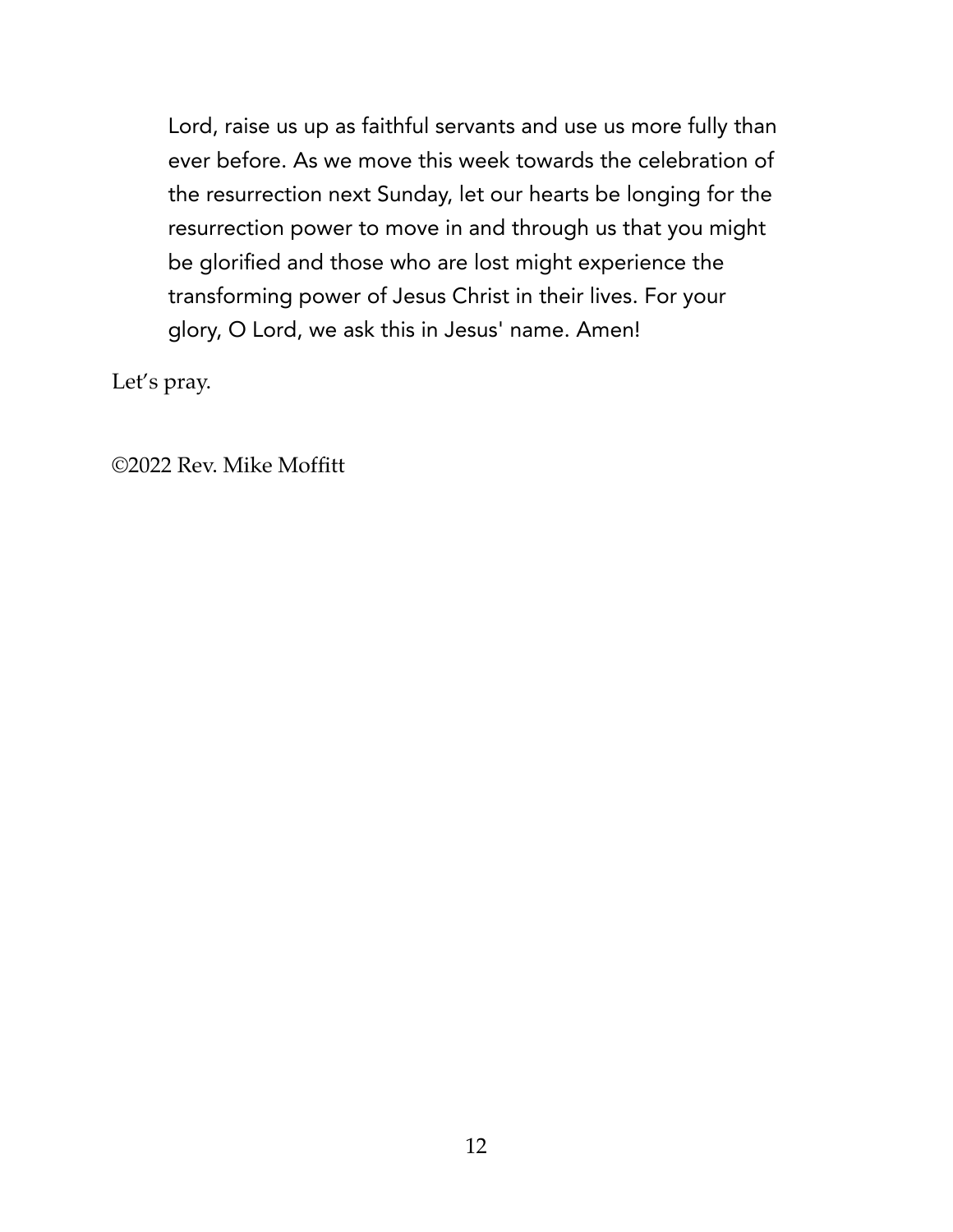> Lord, raise us up as faithful servants and use us more fully than ever before. As we move this week towards the celebration of the resurrection next Sunday, let our hearts be longing for the resurrection power to move in and through us that you might be glorified and those who are lost might experience the transforming power of Jesus Christ in their lives. For your glory, O Lord, we ask this in Jesus' name. Amen!

Let's pray.

©2022 Rev. Mike Moffitt